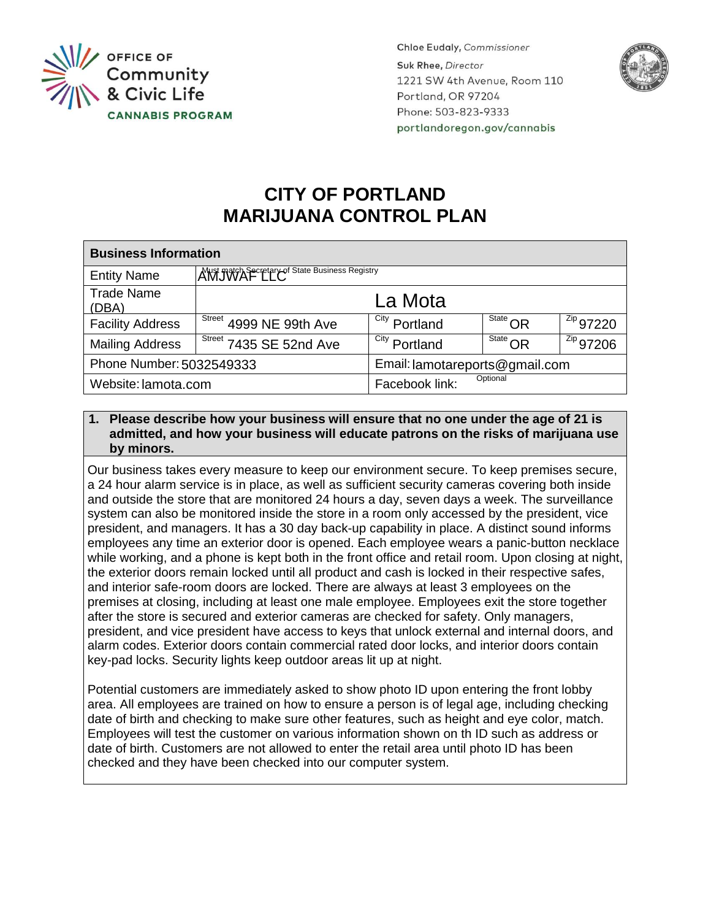OFFICE OF Community & Civic Life
CANNABIS PROGRAM

Chloe Eudaly, *Commissioner*
Suk Rhee, *Director*
1221 SW 4th Avenue, Room 110
Portland, OR 97204
Phone: 503-823-9333
portlandoregon.gov/cannabis

# CITY OF PORTLAND
# MARIJUANA CONTROL PLAN

| Business Information | | | | |
|---|---|---|---|---|
| Entity Name | Must match Secretary of State Business Registry AMJWAF LLC | | | |
| Trade Name (DBA) | La Mota | | | |
| Facility Address | Street 4999 NE 99th Ave | City Portland | State OR | Zip 97220 |
| Mailing Address | Street 7435 SE 52nd Ave | City Portland | State OR | Zip 97206 |
| Phone Number: 5032549333 | | Email: lamotareports@gmail.com | | |
| Website: lamota.com | | Facebook link: Optional | | |

**1. Please describe how your business will ensure that no one under the age of 21 is admitted, and how your business will educate patrons on the risks of marijuana use by minors.**

Our business takes every measure to keep our environment secure. To keep premises secure, a 24 hour alarm service is in place, as well as sufficient security cameras covering both inside and outside the store that are monitored 24 hours a day, seven days a week. The surveillance system can also be monitored inside the store in a room only accessed by the president, vice president, and managers. It has a 30 day back-up capability in place. A distinct sound informs employees any time an exterior door is opened. Each employee wears a panic-button necklace while working, and a phone is kept both in the front office and retail room. Upon closing at night, the exterior doors remain locked until all product and cash is locked in their respective safes, and interior safe-room doors are locked. There are always at least 3 employees on the premises at closing, including at least one male employee. Employees exit the store together after the store is secured and exterior cameras are checked for safety. Only managers, president, and vice president have access to keys that unlock external and internal doors, and alarm codes. Exterior doors contain commercial rated door locks, and interior doors contain key-pad locks. Security lights keep outdoor areas lit up at night.

Potential customers are immediately asked to show photo ID upon entering the front lobby area. All employees are trained on how to ensure a person is of legal age, including checking date of birth and checking to make sure other features, such as height and eye color, match. Employees will test the customer on various information shown on th ID such as address or date of birth. Customers are not allowed to enter the retail area until photo ID has been checked and they have been checked into our computer system.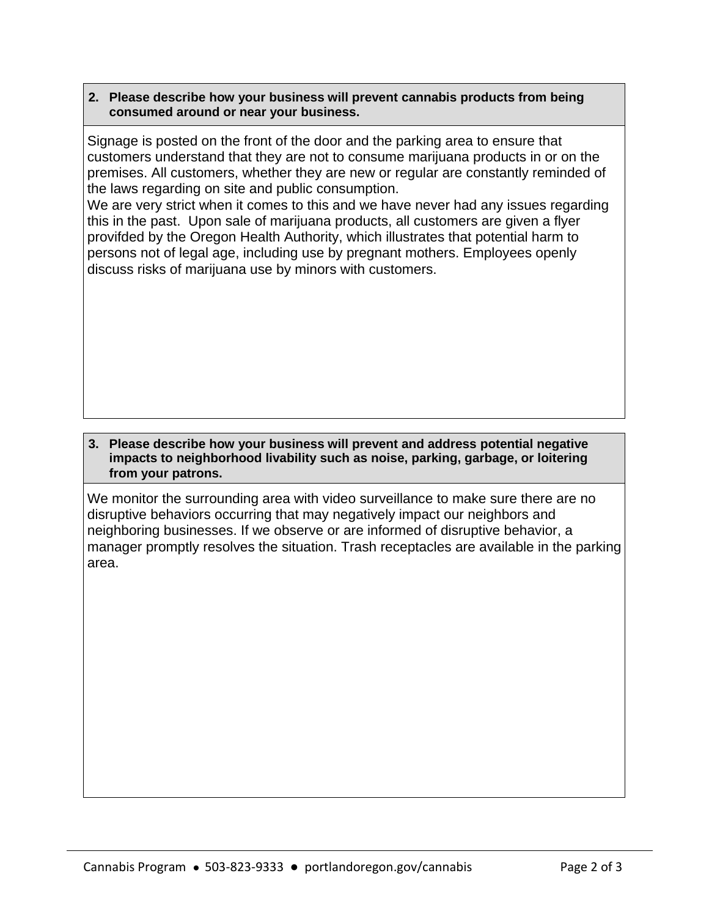**2. Please describe how your business will prevent cannabis products from being consumed around or near your business.**

Signage is posted on the front of the door and the parking area to ensure that customers understand that they are not to consume marijuana products in or on the premises. All customers, whether they are new or regular are constantly reminded of the laws regarding on site and public consumption.
We are very strict when it comes to this and we have never had any issues regarding this in the past. Upon sale of marijuana products, all customers are given a flyer provifded by the Oregon Health Authority, which illustrates that potential harm to persons not of legal age, including use by pregnant mothers. Employees openly discuss risks of marijuana use by minors with customers.

**3. Please describe how your business will prevent and address potential negative impacts to neighborhood livability such as noise, parking, garbage, or loitering from your patrons.**

We monitor the surrounding area with video surveillance to make sure there are no disruptive behaviors occurring that may negatively impact our neighbors and neighboring businesses. If we observe or are informed of disruptive behavior, a manager promptly resolves the situation. Trash receptacles are available in the parking area.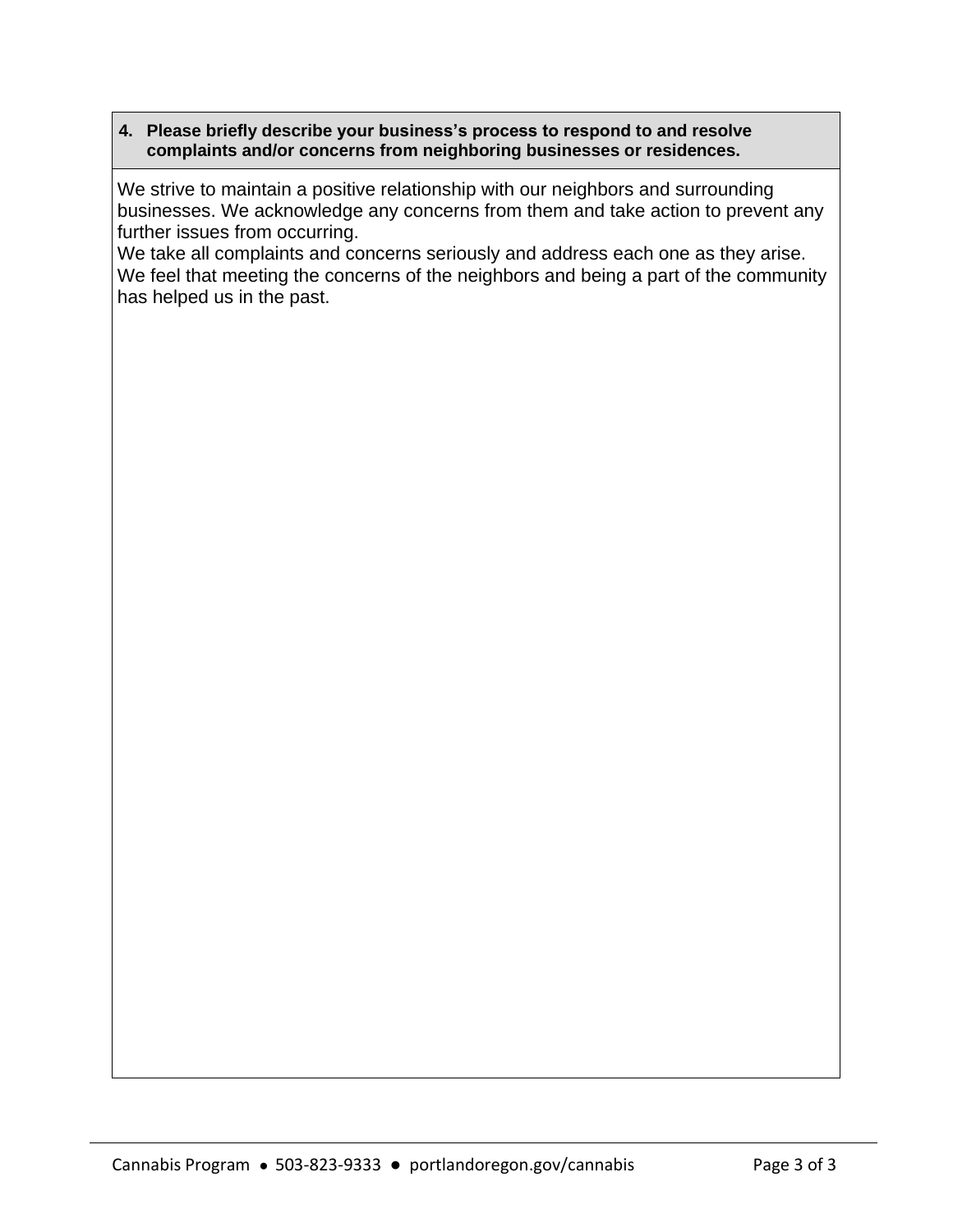**4. Please briefly describe your business's process to respond to and resolve complaints and/or concerns from neighboring businesses or residences.**

We strive to maintain a positive relationship with our neighbors and surrounding businesses. We acknowledge any concerns from them and take action to prevent any further issues from occurring.
We take all complaints and concerns seriously and address each one as they arise. We feel that meeting the concerns of the neighbors and being a part of the community has helped us in the past.